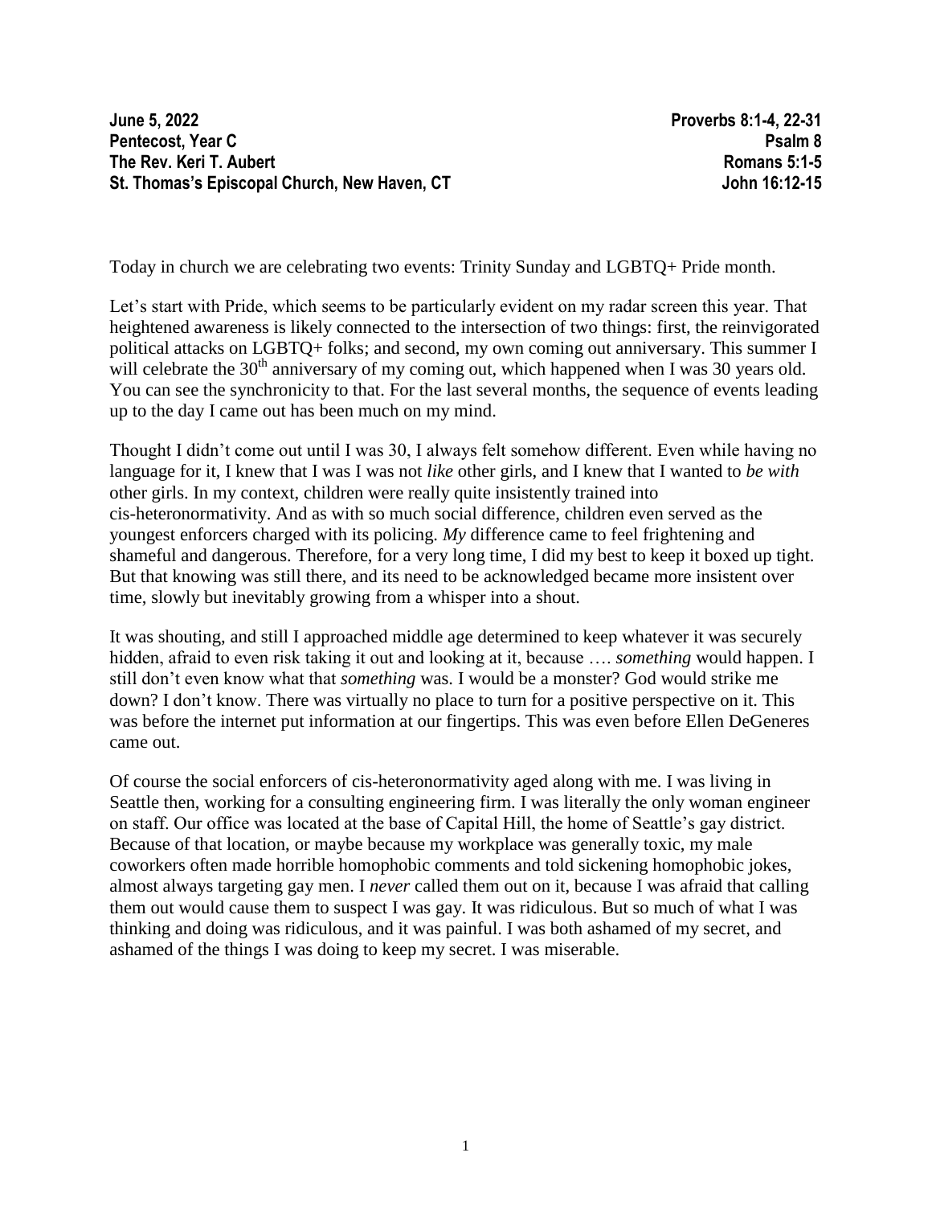**June 5, 2022** **Proverbs 8:1-4, 22-31**
**Pentecost, Year C** **Psalm 8**
**The Rev. Keri T. Aubert** **Romans 5:1-5**
**St. Thomas's Episcopal Church, New Haven, CT** **John 16:12-15**

Today in church we are celebrating two events: Trinity Sunday and LGBTQ+ Pride month.

Let's start with Pride, which seems to be particularly evident on my radar screen this year. That heightened awareness is likely connected to the intersection of two things: first, the reinvigorated political attacks on LGBTQ+ folks; and second, my own coming out anniversary. This summer I will celebrate the 30th anniversary of my coming out, which happened when I was 30 years old. You can see the synchronicity to that. For the last several months, the sequence of events leading up to the day I came out has been much on my mind.

Thought I didn't come out until I was 30, I always felt somehow different. Even while having no language for it, I knew that I was I was not *like* other girls, and I knew that I wanted to *be with* other girls. In my context, children were really quite insistently trained into cis-heteronormativity. And as with so much social difference, children even served as the youngest enforcers charged with its policing. *My* difference came to feel frightening and shameful and dangerous. Therefore, for a very long time, I did my best to keep it boxed up tight. But that knowing was still there, and its need to be acknowledged became more insistent over time, slowly but inevitably growing from a whisper into a shout.

It was shouting, and still I approached middle age determined to keep whatever it was securely hidden, afraid to even risk taking it out and looking at it, because …. *something* would happen. I still don't even know what that *something* was. I would be a monster? God would strike me down? I don't know. There was virtually no place to turn for a positive perspective on it. This was before the internet put information at our fingertips. This was even before Ellen DeGeneres came out.

Of course the social enforcers of cis-heteronormativity aged along with me. I was living in Seattle then, working for a consulting engineering firm. I was literally the only woman engineer on staff. Our office was located at the base of Capital Hill, the home of Seattle's gay district. Because of that location, or maybe because my workplace was generally toxic, my male coworkers often made horrible homophobic comments and told sickening homophobic jokes, almost always targeting gay men. I *never* called them out on it, because I was afraid that calling them out would cause them to suspect I was gay. It was ridiculous. But so much of what I was thinking and doing was ridiculous, and it was painful. I was both ashamed of my secret, and ashamed of the things I was doing to keep my secret. I was miserable.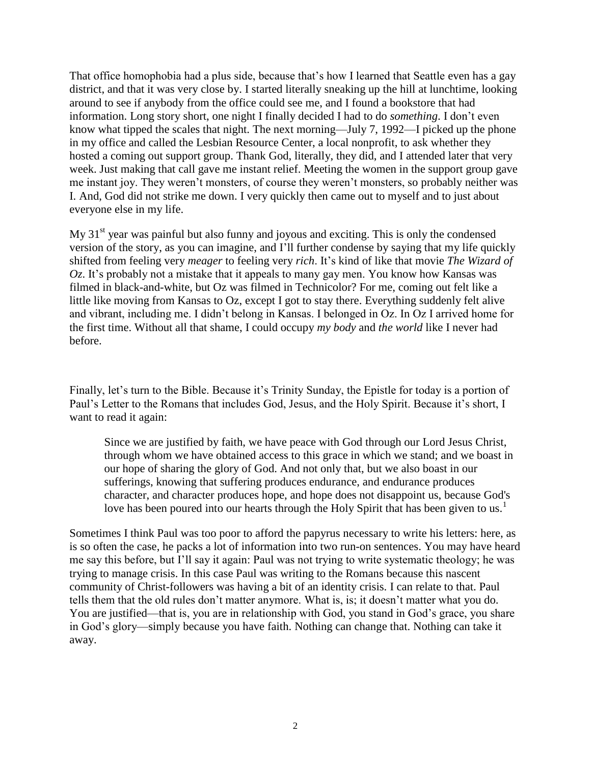That office homophobia had a plus side, because that's how I learned that Seattle even has a gay district, and that it was very close by. I started literally sneaking up the hill at lunchtime, looking around to see if anybody from the office could see me, and I found a bookstore that had information. Long story short, one night I finally decided I had to do *something*. I don't even know what tipped the scales that night. The next morning—July 7, 1992—I picked up the phone in my office and called the Lesbian Resource Center, a local nonprofit, to ask whether they hosted a coming out support group. Thank God, literally, they did, and I attended later that very week. Just making that call gave me instant relief. Meeting the women in the support group gave me instant joy. They weren't monsters, of course they weren't monsters, so probably neither was I. And, God did not strike me down. I very quickly then came out to myself and to just about everyone else in my life.

My 31st year was painful but also funny and joyous and exciting. This is only the condensed version of the story, as you can imagine, and I'll further condense by saying that my life quickly shifted from feeling very *meager* to feeling very *rich*. It's kind of like that movie *The Wizard of Oz*. It's probably not a mistake that it appeals to many gay men. You know how Kansas was filmed in black-and-white, but Oz was filmed in Technicolor? For me, coming out felt like a little like moving from Kansas to Oz, except I got to stay there. Everything suddenly felt alive and vibrant, including me. I didn't belong in Kansas. I belonged in Oz. In Oz I arrived home for the first time. Without all that shame, I could occupy *my body* and *the world* like I never had before.

Finally, let's turn to the Bible. Because it's Trinity Sunday, the Epistle for today is a portion of Paul's Letter to the Romans that includes God, Jesus, and the Holy Spirit. Because it's short, I want to read it again:

> Since we are justified by faith, we have peace with God through our Lord Jesus Christ, through whom we have obtained access to this grace in which we stand; and we boast in our hope of sharing the glory of God. And not only that, but we also boast in our sufferings, knowing that suffering produces endurance, and endurance produces character, and character produces hope, and hope does not disappoint us, because God's love has been poured into our hearts through the Holy Spirit that has been given to us.[1]

Sometimes I think Paul was too poor to afford the papyrus necessary to write his letters: here, as is so often the case, he packs a lot of information into two run-on sentences. You may have heard me say this before, but I'll say it again: Paul was not trying to write systematic theology; he was trying to manage crisis. In this case Paul was writing to the Romans because this nascent community of Christ-followers was having a bit of an identity crisis. I can relate to that. Paul tells them that the old rules don't matter anymore. What is, is; it doesn't matter what you do. You are justified—that is, you are in relationship with God, you stand in God's grace, you share in God's glory—simply because you have faith. Nothing can change that. Nothing can take it away.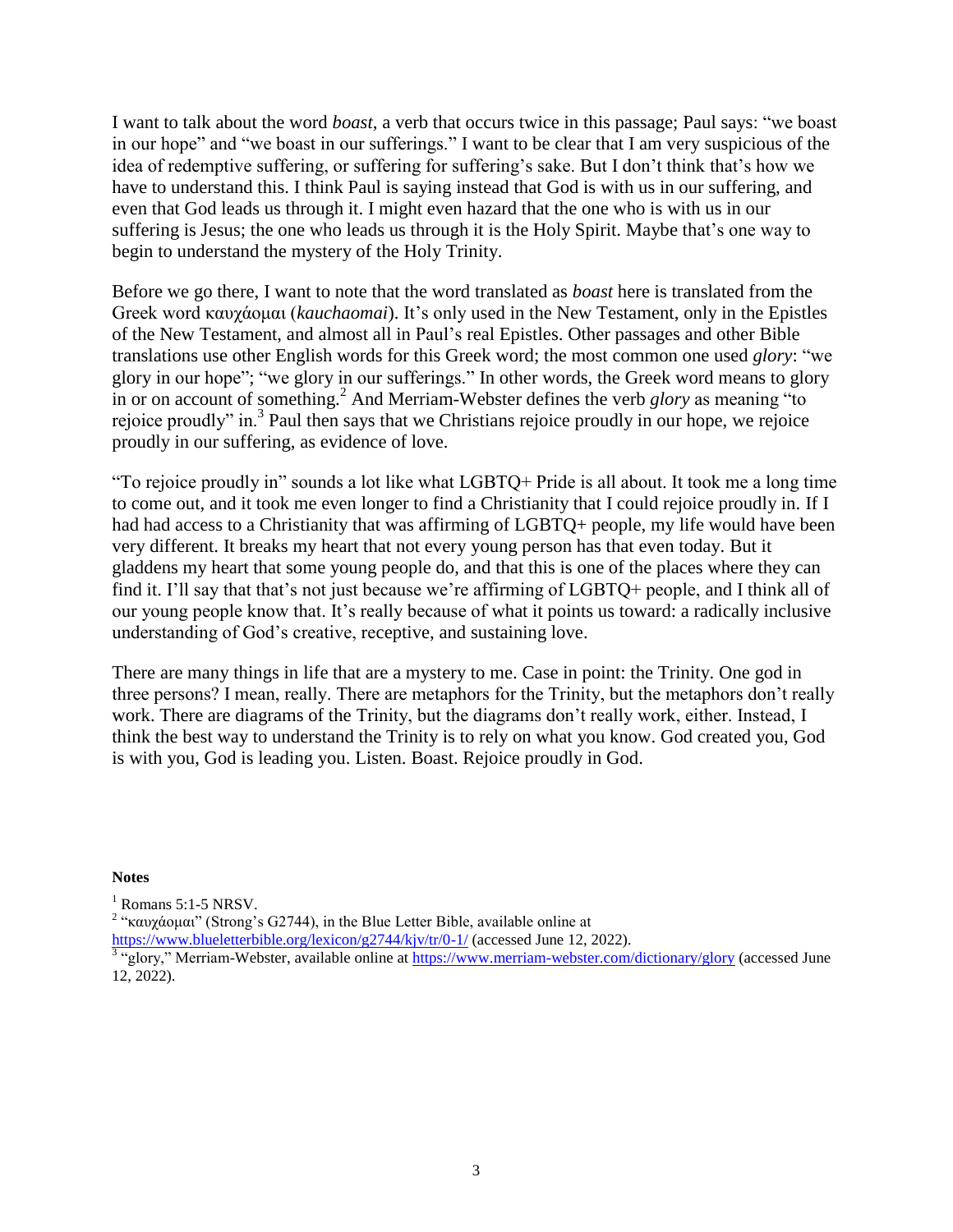I want to talk about the word *boast*, a verb that occurs twice in this passage; Paul says: "we boast in our hope" and "we boast in our sufferings." I want to be clear that I am very suspicious of the idea of redemptive suffering, or suffering for suffering's sake. But I don't think that's how we have to understand this. I think Paul is saying instead that God is with us in our suffering, and even that God leads us through it. I might even hazard that the one who is with us in our suffering is Jesus; the one who leads us through it is the Holy Spirit. Maybe that's one way to begin to understand the mystery of the Holy Trinity.

Before we go there, I want to note that the word translated as *boast* here is translated from the Greek word καυχάομαι (*kauchaomai*). It's only used in the New Testament, only in the Epistles of the New Testament, and almost all in Paul's real Epistles. Other passages and other Bible translations use other English words for this Greek word; the most common one used *glory*: "we glory in our hope"; "we glory in our sufferings." In other words, the Greek word means to glory in or on account of something.[2] And Merriam-Webster defines the verb *glory* as meaning "to rejoice proudly" in.[3] Paul then says that we Christians rejoice proudly in our hope, we rejoice proudly in our suffering, as evidence of love.

"To rejoice proudly in" sounds a lot like what LGBTQ+ Pride is all about. It took me a long time to come out, and it took me even longer to find a Christianity that I could rejoice proudly in. If I had had access to a Christianity that was affirming of LGBTQ+ people, my life would have been very different. It breaks my heart that not every young person has that even today. But it gladdens my heart that some young people do, and that this is one of the places where they can find it. I'll say that that's not just because we're affirming of LGBTQ+ people, and I think all of our young people know that. It's really because of what it points us toward: a radically inclusive understanding of God's creative, receptive, and sustaining love.

There are many things in life that are a mystery to me. Case in point: the Trinity. One god in three persons? I mean, really. There are metaphors for the Trinity, but the metaphors don't really work. There are diagrams of the Trinity, but the diagrams don't really work, either. Instead, I think the best way to understand the Trinity is to rely on what you know. God created you, God is with you, God is leading you. Listen. Boast. Rejoice proudly in God.

**Notes**

[1] Romans 5:1-5 NRSV.

[2] "καυχάομαι" (Strong's G2744), in the Blue Letter Bible, available online at https://www.blueletterbible.org/lexicon/g2744/kjv/tr/0-1/ (accessed June 12, 2022).

[3] "glory," Merriam-Webster, available online at https://www.merriam-webster.com/dictionary/glory (accessed June 12, 2022).